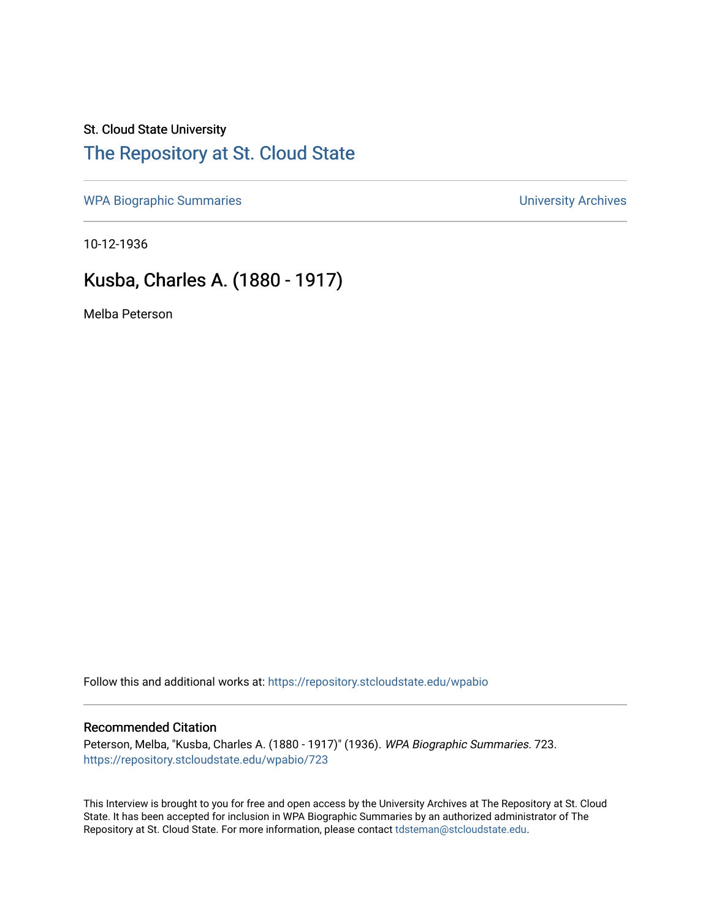St. Cloud State University

# The Repository at St. Cloud State

WPA Biographic Summaries

University Archives

10-12-1936

## Kusba, Charles A. (1880 - 1917)

Melba Peterson

Follow this and additional works at: https://repository.stcloudstate.edu/wpabio

### Recommended Citation

Peterson, Melba, "Kusba, Charles A. (1880 - 1917)" (1936). *WPA Biographic Summaries*. 723.
https://repository.stcloudstate.edu/wpabio/723

This Interview is brought to you for free and open access by the University Archives at The Repository at St. Cloud State. It has been accepted for inclusion in WPA Biographic Summaries by an authorized administrator of The Repository at St. Cloud State. For more information, please contact tdsteman@stcloudstate.edu.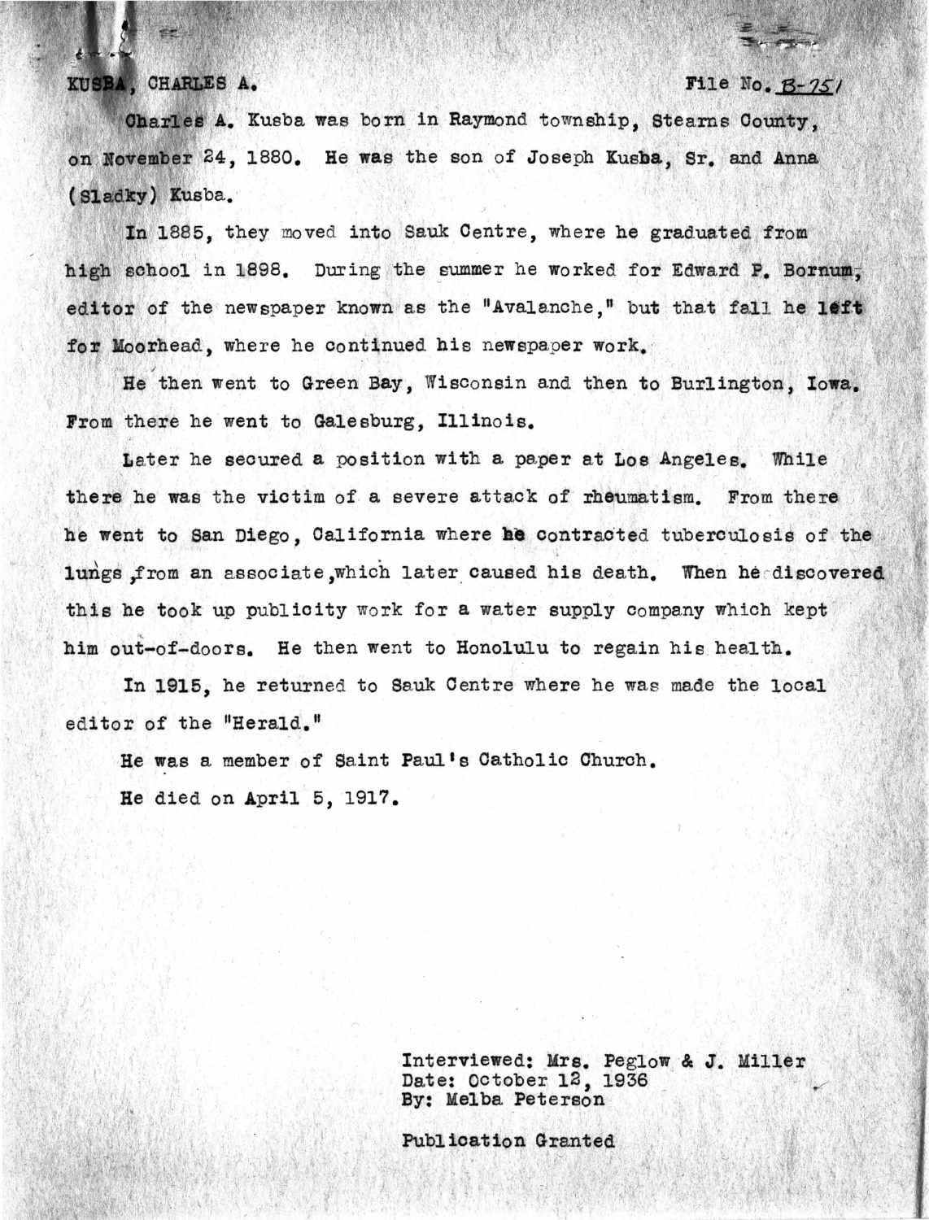KUSBA, CHARLES A. File No. B-751

Charles A. Kusba was born in Raymond township, Stearns County, on November 24, 1880. He was the son of Joseph Kusba, Sr. and Anna (Sladky) Kusba.

In 1885, they moved into Sauk Centre, where he graduated from high school in 1898. During the summer he worked for Edward P. Bornum, editor of the newspaper known as the "Avalanche," but that fall he left for Moorhead, where he continued his newspaper work.

He then went to Green Bay, Wisconsin and then to Burlington, Iowa. From there he went to Galesburg, Illinois.

Later he secured a position with a paper at Los Angeles. While there he was the victim of a severe attack of rheumatism. From there he went to San Diego, California where he contracted tuberculosis of the lungs, from an associate, which later caused his death. When he discovered this he took up publicity work for a water supply company which kept him out-of-doors. He then went to Honolulu to regain his health.

In 1915, he returned to Sauk Centre where he was made the local editor of the "Herald."

He was a member of Saint Paul's Catholic Church.

He died on April 5, 1917.

Interviewed: Mrs. Peglow & J. Miller
Date: October 12, 1936
By: Melba Peterson

Publication Granted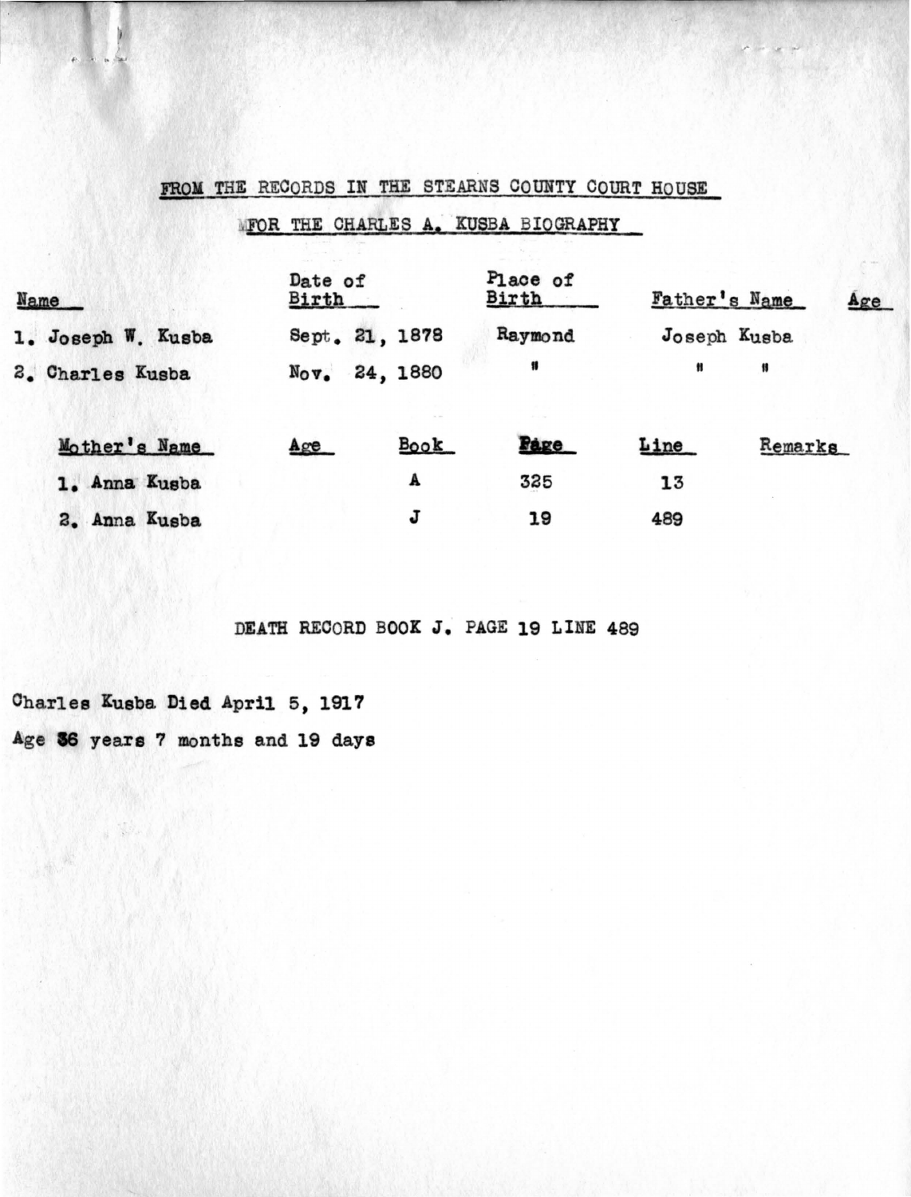FROM THE RECORDS IN THE STEARNS COUNTY COURT HOUSE

FOR THE CHARLES A. KUSBA BIOGRAPHY

| Name | Date of Birth | Place of Birth | Father's Name | Age |
|---|---|---|---|---|
| 1. Joseph W. Kusba | Sept. 21, 1878 | Raymond | Joseph Kusba | |
| 2. Charles Kusba | Nov. 24, 1880 | " | " " | |

| Mother's Name | Age | Book | Page | Line | Remarks |
|---|---|---|---|---|---|
| 1. Anna Kusba | | A | 325 | 13 | |
| 2. Anna Kusba | | J | 19 | 489 | |

DEATH RECORD BOOK J. PAGE 19 LINE 489

Charles Kusba Died April 5, 1917

Age 36 years 7 months and 19 days